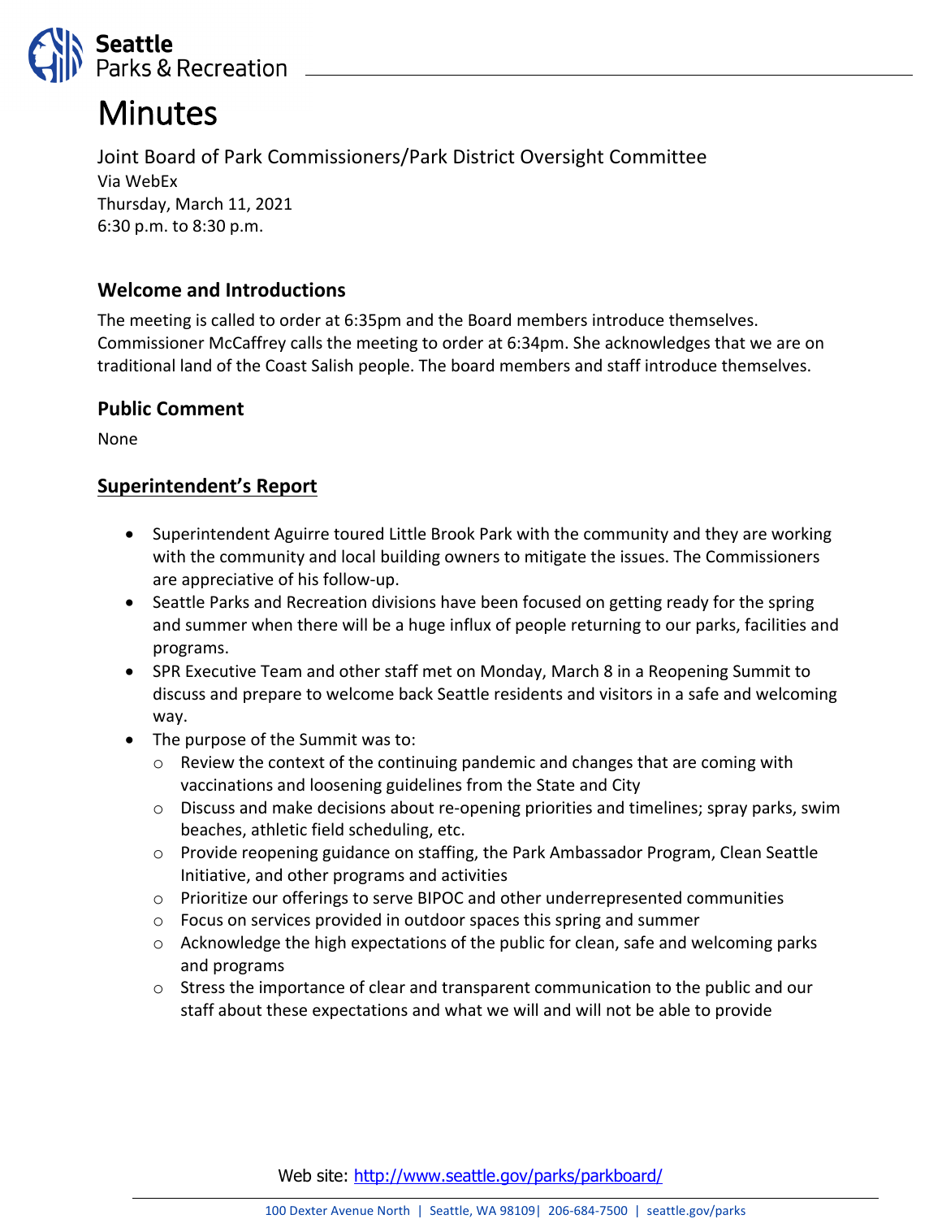# Minutes

Joint Board of Park Commissioners/Park District Oversight Committee
Via WebEx
Thursday, March 11, 2021
6:30 p.m. to 8:30 p.m.

## Welcome and Introductions

The meeting is called to order at 6:35pm and the Board members introduce themselves. Commissioner McCaffrey calls the meeting to order at 6:34pm. She acknowledges that we are on traditional land of the Coast Salish people. The board members and staff introduce themselves.

## Public Comment

None

## Superintendent's Report

- Superintendent Aguirre toured Little Brook Park with the community and they are working with the community and local building owners to mitigate the issues. The Commissioners are appreciative of his follow-up.
- Seattle Parks and Recreation divisions have been focused on getting ready for the spring and summer when there will be a huge influx of people returning to our parks, facilities and programs.
- SPR Executive Team and other staff met on Monday, March 8 in a Reopening Summit to discuss and prepare to welcome back Seattle residents and visitors in a safe and welcoming way.
- The purpose of the Summit was to:
  - Review the context of the continuing pandemic and changes that are coming with vaccinations and loosening guidelines from the State and City
  - Discuss and make decisions about re-opening priorities and timelines; spray parks, swim beaches, athletic field scheduling, etc.
  - Provide reopening guidance on staffing, the Park Ambassador Program, Clean Seattle Initiative, and other programs and activities
  - Prioritize our offerings to serve BIPOC and other underrepresented communities
  - Focus on services provided in outdoor spaces this spring and summer
  - Acknowledge the high expectations of the public for clean, safe and welcoming parks and programs
  - Stress the importance of clear and transparent communication to the public and our staff about these expectations and what we will and will not be able to provide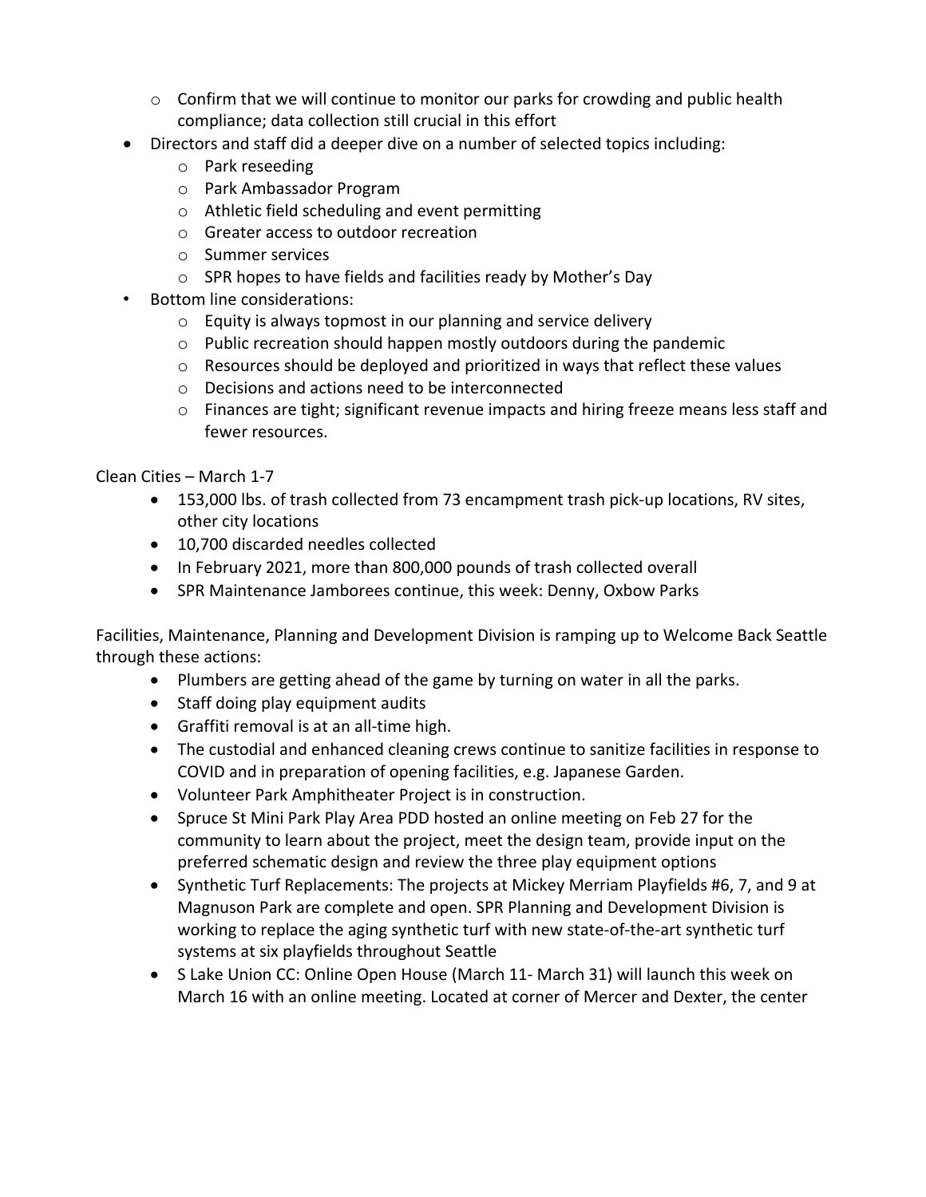- Confirm that we will continue to monitor our parks for crowding and public health compliance; data collection still crucial in this effort
- Directors and staff did a deeper dive on a number of selected topics including:
  - Park reseeding
  - Park Ambassador Program
  - Athletic field scheduling and event permitting
  - Greater access to outdoor recreation
  - Summer services
  - SPR hopes to have fields and facilities ready by Mother's Day
- Bottom line considerations:
  - Equity is always topmost in our planning and service delivery
  - Public recreation should happen mostly outdoors during the pandemic
  - Resources should be deployed and prioritized in ways that reflect these values
  - Decisions and actions need to be interconnected
  - Finances are tight; significant revenue impacts and hiring freeze means less staff and fewer resources.

Clean Cities – March 1-7

- 153,000 lbs. of trash collected from 73 encampment trash pick-up locations, RV sites, other city locations
- 10,700 discarded needles collected
- In February 2021, more than 800,000 pounds of trash collected overall
- SPR Maintenance Jamborees continue, this week: Denny, Oxbow Parks

Facilities, Maintenance, Planning and Development Division is ramping up to Welcome Back Seattle through these actions:

- Plumbers are getting ahead of the game by turning on water in all the parks.
- Staff doing play equipment audits
- Graffiti removal is at an all-time high.
- The custodial and enhanced cleaning crews continue to sanitize facilities in response to COVID and in preparation of opening facilities, e.g. Japanese Garden.
- Volunteer Park Amphitheater Project is in construction.
- Spruce St Mini Park Play Area PDD hosted an online meeting on Feb 27 for the community to learn about the project, meet the design team, provide input on the preferred schematic design and review the three play equipment options
- Synthetic Turf Replacements: The projects at Mickey Merriam Playfields #6, 7, and 9 at Magnuson Park are complete and open. SPR Planning and Development Division is working to replace the aging synthetic turf with new state-of-the-art synthetic turf systems at six playfields throughout Seattle
- S Lake Union CC: Online Open House (March 11- March 31) will launch this week on March 16 with an online meeting. Located at corner of Mercer and Dexter, the center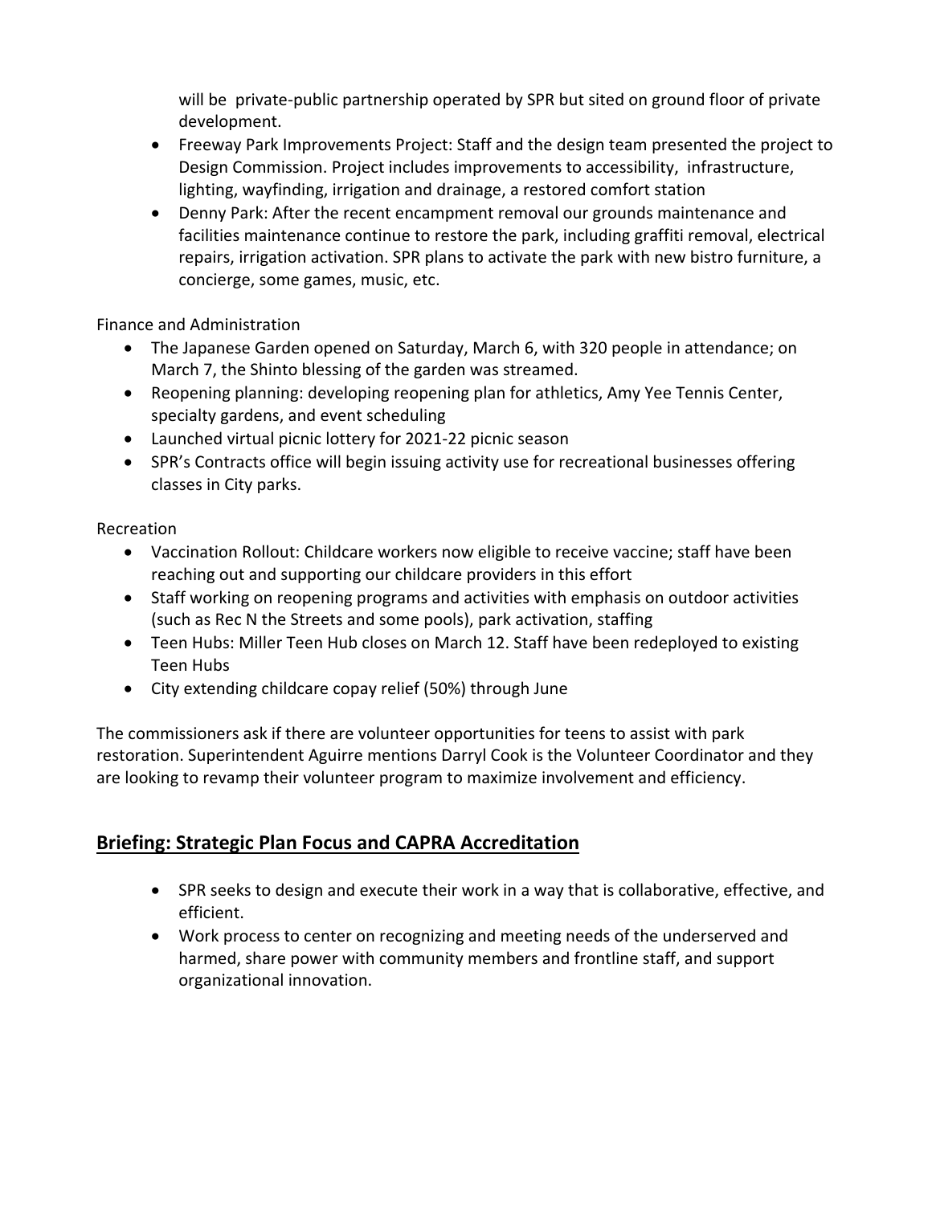will be private-public partnership operated by SPR but sited on ground floor of private development.

- Freeway Park Improvements Project: Staff and the design team presented the project to Design Commission. Project includes improvements to accessibility, infrastructure, lighting, wayfinding, irrigation and drainage, a restored comfort station
- Denny Park: After the recent encampment removal our grounds maintenance and facilities maintenance continue to restore the park, including graffiti removal, electrical repairs, irrigation activation. SPR plans to activate the park with new bistro furniture, a concierge, some games, music, etc.

Finance and Administration

- The Japanese Garden opened on Saturday, March 6, with 320 people in attendance; on March 7, the Shinto blessing of the garden was streamed.
- Reopening planning: developing reopening plan for athletics, Amy Yee Tennis Center, specialty gardens, and event scheduling
- Launched virtual picnic lottery for 2021-22 picnic season
- SPR's Contracts office will begin issuing activity use for recreational businesses offering classes in City parks.

Recreation

- Vaccination Rollout: Childcare workers now eligible to receive vaccine; staff have been reaching out and supporting our childcare providers in this effort
- Staff working on reopening programs and activities with emphasis on outdoor activities (such as Rec N the Streets and some pools), park activation, staffing
- Teen Hubs: Miller Teen Hub closes on March 12. Staff have been redeployed to existing Teen Hubs
- City extending childcare copay relief (50%) through June

The commissioners ask if there are volunteer opportunities for teens to assist with park restoration. Superintendent Aguirre mentions Darryl Cook is the Volunteer Coordinator and they are looking to revamp their volunteer program to maximize involvement and efficiency.

## Briefing: Strategic Plan Focus and CAPRA Accreditation

- SPR seeks to design and execute their work in a way that is collaborative, effective, and efficient.
- Work process to center on recognizing and meeting needs of the underserved and harmed, share power with community members and frontline staff, and support organizational innovation.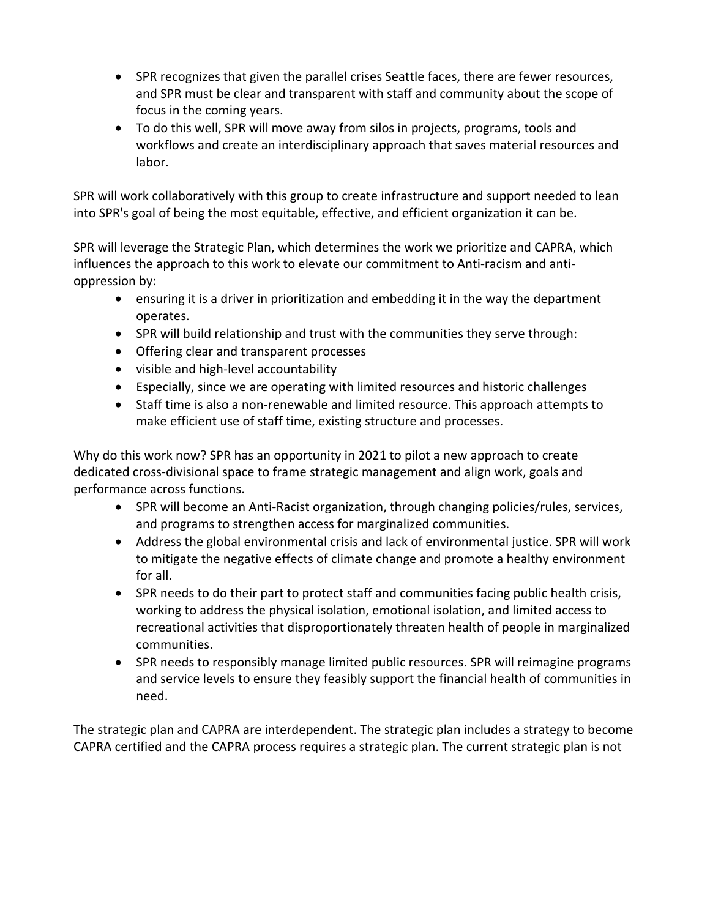- SPR recognizes that given the parallel crises Seattle faces, there are fewer resources, and SPR must be clear and transparent with staff and community about the scope of focus in the coming years.
- To do this well, SPR will move away from silos in projects, programs, tools and workflows and create an interdisciplinary approach that saves material resources and labor.

SPR will work collaboratively with this group to create infrastructure and support needed to lean into SPR's goal of being the most equitable, effective, and efficient organization it can be.

SPR will leverage the Strategic Plan, which determines the work we prioritize and CAPRA, which influences the approach to this work to elevate our commitment to Anti-racism and anti-oppression by:

- ensuring it is a driver in prioritization and embedding it in the way the department operates.
- SPR will build relationship and trust with the communities they serve through:
- Offering clear and transparent processes
- visible and high-level accountability
- Especially, since we are operating with limited resources and historic challenges
- Staff time is also a non-renewable and limited resource. This approach attempts to make efficient use of staff time, existing structure and processes.

Why do this work now? SPR has an opportunity in 2021 to pilot a new approach to create dedicated cross-divisional space to frame strategic management and align work, goals and performance across functions.

- SPR will become an Anti-Racist organization, through changing policies/rules, services, and programs to strengthen access for marginalized communities.
- Address the global environmental crisis and lack of environmental justice. SPR will work to mitigate the negative effects of climate change and promote a healthy environment for all.
- SPR needs to do their part to protect staff and communities facing public health crisis, working to address the physical isolation, emotional isolation, and limited access to recreational activities that disproportionately threaten health of people in marginalized communities.
- SPR needs to responsibly manage limited public resources. SPR will reimagine programs and service levels to ensure they feasibly support the financial health of communities in need.

The strategic plan and CAPRA are interdependent. The strategic plan includes a strategy to become CAPRA certified and the CAPRA process requires a strategic plan. The current strategic plan is not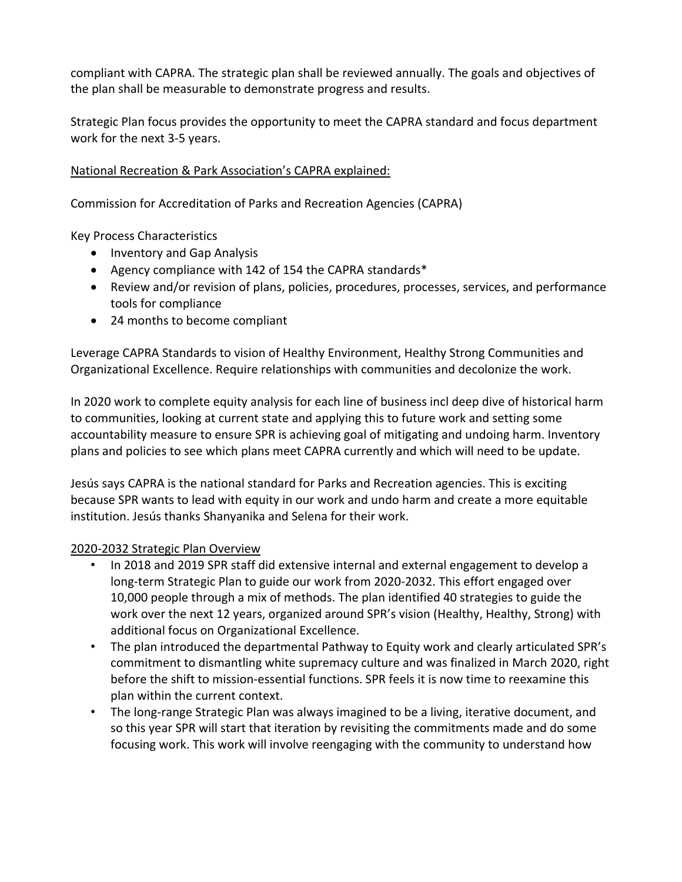compliant with CAPRA. The strategic plan shall be reviewed annually. The goals and objectives of the plan shall be measurable to demonstrate progress and results.

Strategic Plan focus provides the opportunity to meet the CAPRA standard and focus department work for the next 3-5 years.

<u>National Recreation & Park Association's CAPRA explained:</u>

Commission for Accreditation of Parks and Recreation Agencies (CAPRA)

Key Process Characteristics

- Inventory and Gap Analysis
- Agency compliance with 142 of 154 the CAPRA standards*
- Review and/or revision of plans, policies, procedures, processes, services, and performance tools for compliance
- 24 months to become compliant

Leverage CAPRA Standards to vision of Healthy Environment, Healthy Strong Communities and Organizational Excellence. Require relationships with communities and decolonize the work.

In 2020 work to complete equity analysis for each line of business incl deep dive of historical harm to communities, looking at current state and applying this to future work and setting some accountability measure to ensure SPR is achieving goal of mitigating and undoing harm. Inventory plans and policies to see which plans meet CAPRA currently and which will need to be update.

Jesús says CAPRA is the national standard for Parks and Recreation agencies. This is exciting because SPR wants to lead with equity in our work and undo harm and create a more equitable institution. Jesús thanks Shanyanika and Selena for their work.

<u>2020-2032 Strategic Plan Overview</u>

- In 2018 and 2019 SPR staff did extensive internal and external engagement to develop a long-term Strategic Plan to guide our work from 2020-2032. This effort engaged over 10,000 people through a mix of methods. The plan identified 40 strategies to guide the work over the next 12 years, organized around SPR's vision (Healthy, Healthy, Strong) with additional focus on Organizational Excellence.
- The plan introduced the departmental Pathway to Equity work and clearly articulated SPR's commitment to dismantling white supremacy culture and was finalized in March 2020, right before the shift to mission-essential functions. SPR feels it is now time to reexamine this plan within the current context.
- The long-range Strategic Plan was always imagined to be a living, iterative document, and so this year SPR will start that iteration by revisiting the commitments made and do some focusing work. This work will involve reengaging with the community to understand how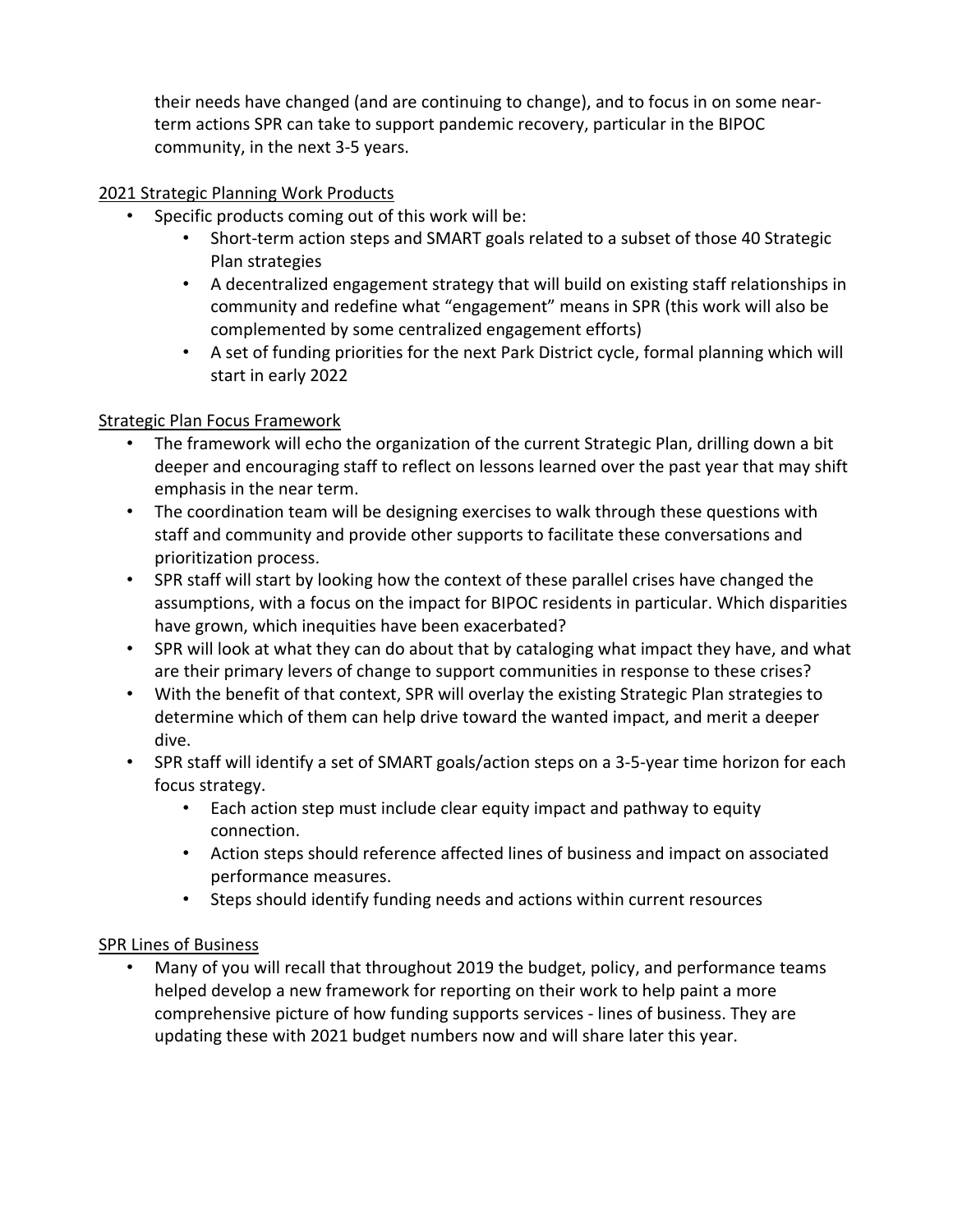their needs have changed (and are continuing to change), and to focus in on some near-term actions SPR can take to support pandemic recovery, particular in the BIPOC community, in the next 3-5 years.

<u>2021 Strategic Planning Work Products</u>

- Specific products coming out of this work will be:
  - Short-term action steps and SMART goals related to a subset of those 40 Strategic Plan strategies
  - A decentralized engagement strategy that will build on existing staff relationships in community and redefine what "engagement" means in SPR (this work will also be complemented by some centralized engagement efforts)
  - A set of funding priorities for the next Park District cycle, formal planning which will start in early 2022

<u>Strategic Plan Focus Framework</u>

- The framework will echo the organization of the current Strategic Plan, drilling down a bit deeper and encouraging staff to reflect on lessons learned over the past year that may shift emphasis in the near term.
- The coordination team will be designing exercises to walk through these questions with staff and community and provide other supports to facilitate these conversations and prioritization process.
- SPR staff will start by looking how the context of these parallel crises have changed the assumptions, with a focus on the impact for BIPOC residents in particular. Which disparities have grown, which inequities have been exacerbated?
- SPR will look at what they can do about that by cataloging what impact they have, and what are their primary levers of change to support communities in response to these crises?
- With the benefit of that context, SPR will overlay the existing Strategic Plan strategies to determine which of them can help drive toward the wanted impact, and merit a deeper dive.
- SPR staff will identify a set of SMART goals/action steps on a 3-5-year time horizon for each focus strategy.
  - Each action step must include clear equity impact and pathway to equity connection.
  - Action steps should reference affected lines of business and impact on associated performance measures.
  - Steps should identify funding needs and actions within current resources

<u>SPR Lines of Business</u>

- Many of you will recall that throughout 2019 the budget, policy, and performance teams helped develop a new framework for reporting on their work to help paint a more comprehensive picture of how funding supports services - lines of business. They are updating these with 2021 budget numbers now and will share later this year.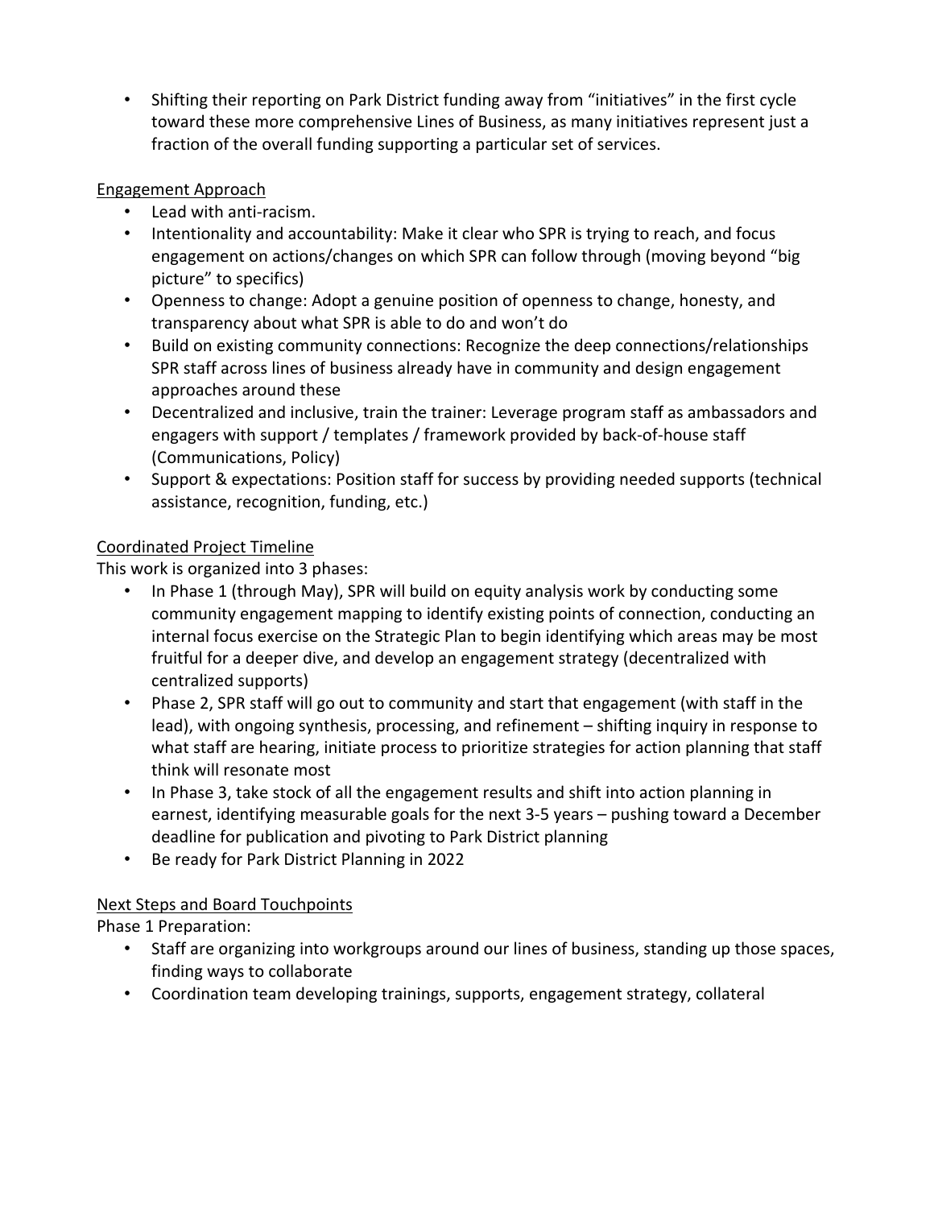- Shifting their reporting on Park District funding away from "initiatives" in the first cycle toward these more comprehensive Lines of Business, as many initiatives represent just a fraction of the overall funding supporting a particular set of services.

Engagement Approach

- Lead with anti-racism.
- Intentionality and accountability: Make it clear who SPR is trying to reach, and focus engagement on actions/changes on which SPR can follow through (moving beyond "big picture" to specifics)
- Openness to change: Adopt a genuine position of openness to change, honesty, and transparency about what SPR is able to do and won't do
- Build on existing community connections: Recognize the deep connections/relationships SPR staff across lines of business already have in community and design engagement approaches around these
- Decentralized and inclusive, train the trainer: Leverage program staff as ambassadors and engagers with support / templates / framework provided by back-of-house staff (Communications, Policy)
- Support & expectations: Position staff for success by providing needed supports (technical assistance, recognition, funding, etc.)

Coordinated Project Timeline

This work is organized into 3 phases:

- In Phase 1 (through May), SPR will build on equity analysis work by conducting some community engagement mapping to identify existing points of connection, conducting an internal focus exercise on the Strategic Plan to begin identifying which areas may be most fruitful for a deeper dive, and develop an engagement strategy (decentralized with centralized supports)
- Phase 2, SPR staff will go out to community and start that engagement (with staff in the lead), with ongoing synthesis, processing, and refinement – shifting inquiry in response to what staff are hearing, initiate process to prioritize strategies for action planning that staff think will resonate most
- In Phase 3, take stock of all the engagement results and shift into action planning in earnest, identifying measurable goals for the next 3-5 years – pushing toward a December deadline for publication and pivoting to Park District planning
- Be ready for Park District Planning in 2022

Next Steps and Board Touchpoints

Phase 1 Preparation:

- Staff are organizing into workgroups around our lines of business, standing up those spaces, finding ways to collaborate
- Coordination team developing trainings, supports, engagement strategy, collateral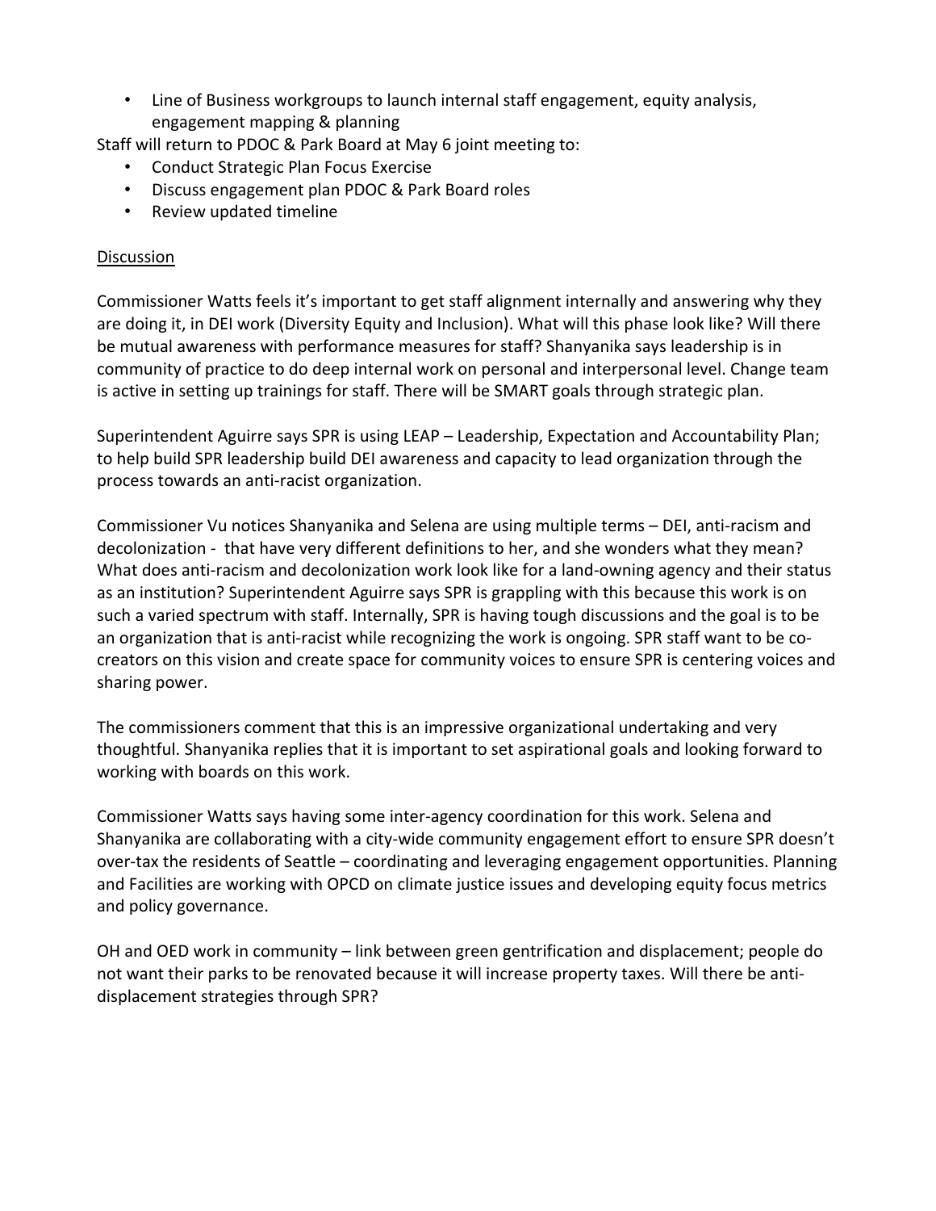- Line of Business workgroups to launch internal staff engagement, equity analysis, engagement mapping & planning

Staff will return to PDOC & Park Board at May 6 joint meeting to:

- Conduct Strategic Plan Focus Exercise
- Discuss engagement plan PDOC & Park Board roles
- Review updated timeline

Discussion

Commissioner Watts feels it's important to get staff alignment internally and answering why they are doing it, in DEI work (Diversity Equity and Inclusion). What will this phase look like? Will there be mutual awareness with performance measures for staff? Shanyanika says leadership is in community of practice to do deep internal work on personal and interpersonal level. Change team is active in setting up trainings for staff. There will be SMART goals through strategic plan.

Superintendent Aguirre says SPR is using LEAP – Leadership, Expectation and Accountability Plan; to help build SPR leadership build DEI awareness and capacity to lead organization through the process towards an anti-racist organization.

Commissioner Vu notices Shanyanika and Selena are using multiple terms – DEI, anti-racism and decolonization - that have very different definitions to her, and she wonders what they mean? What does anti-racism and decolonization work look like for a land-owning agency and their status as an institution? Superintendent Aguirre says SPR is grappling with this because this work is on such a varied spectrum with staff. Internally, SPR is having tough discussions and the goal is to be an organization that is anti-racist while recognizing the work is ongoing. SPR staff want to be co-creators on this vision and create space for community voices to ensure SPR is centering voices and sharing power.

The commissioners comment that this is an impressive organizational undertaking and very thoughtful. Shanyanika replies that it is important to set aspirational goals and looking forward to working with boards on this work.

Commissioner Watts says having some inter-agency coordination for this work. Selena and Shanyanika are collaborating with a city-wide community engagement effort to ensure SPR doesn't over-tax the residents of Seattle – coordinating and leveraging engagement opportunities. Planning and Facilities are working with OPCD on climate justice issues and developing equity focus metrics and policy governance.

OH and OED work in community – link between green gentrification and displacement; people do not want their parks to be renovated because it will increase property taxes. Will there be anti-displacement strategies through SPR?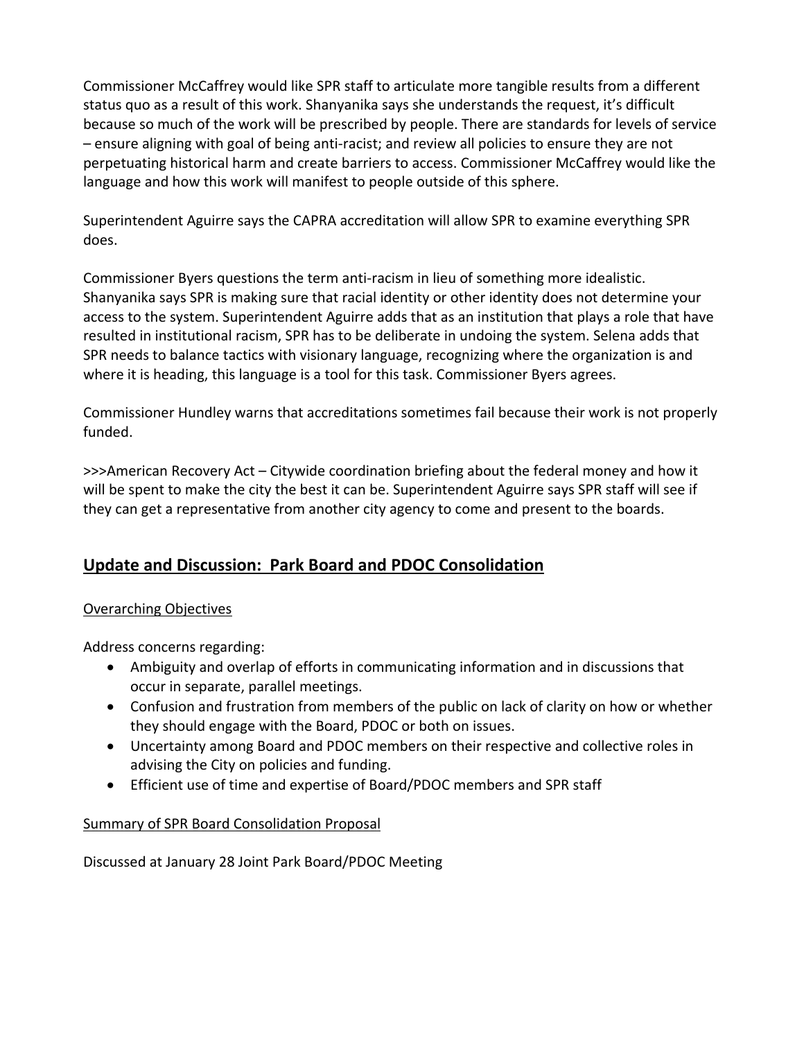Commissioner McCaffrey would like SPR staff to articulate more tangible results from a different status quo as a result of this work. Shanyanika says she understands the request, it's difficult because so much of the work will be prescribed by people. There are standards for levels of service – ensure aligning with goal of being anti-racist; and review all policies to ensure they are not perpetuating historical harm and create barriers to access. Commissioner McCaffrey would like the language and how this work will manifest to people outside of this sphere.

Superintendent Aguirre says the CAPRA accreditation will allow SPR to examine everything SPR does.

Commissioner Byers questions the term anti-racism in lieu of something more idealistic. Shanyanika says SPR is making sure that racial identity or other identity does not determine your access to the system. Superintendent Aguirre adds that as an institution that plays a role that have resulted in institutional racism, SPR has to be deliberate in undoing the system. Selena adds that SPR needs to balance tactics with visionary language, recognizing where the organization is and where it is heading, this language is a tool for this task. Commissioner Byers agrees.

Commissioner Hundley warns that accreditations sometimes fail because their work is not properly funded.

>>>American Recovery Act – Citywide coordination briefing about the federal money and how it will be spent to make the city the best it can be. Superintendent Aguirre says SPR staff will see if they can get a representative from another city agency to come and present to the boards.

## Update and Discussion: Park Board and PDOC Consolidation

Overarching Objectives

Address concerns regarding:

- Ambiguity and overlap of efforts in communicating information and in discussions that occur in separate, parallel meetings.
- Confusion and frustration from members of the public on lack of clarity on how or whether they should engage with the Board, PDOC or both on issues.
- Uncertainty among Board and PDOC members on their respective and collective roles in advising the City on policies and funding.
- Efficient use of time and expertise of Board/PDOC members and SPR staff

Summary of SPR Board Consolidation Proposal

Discussed at January 28 Joint Park Board/PDOC Meeting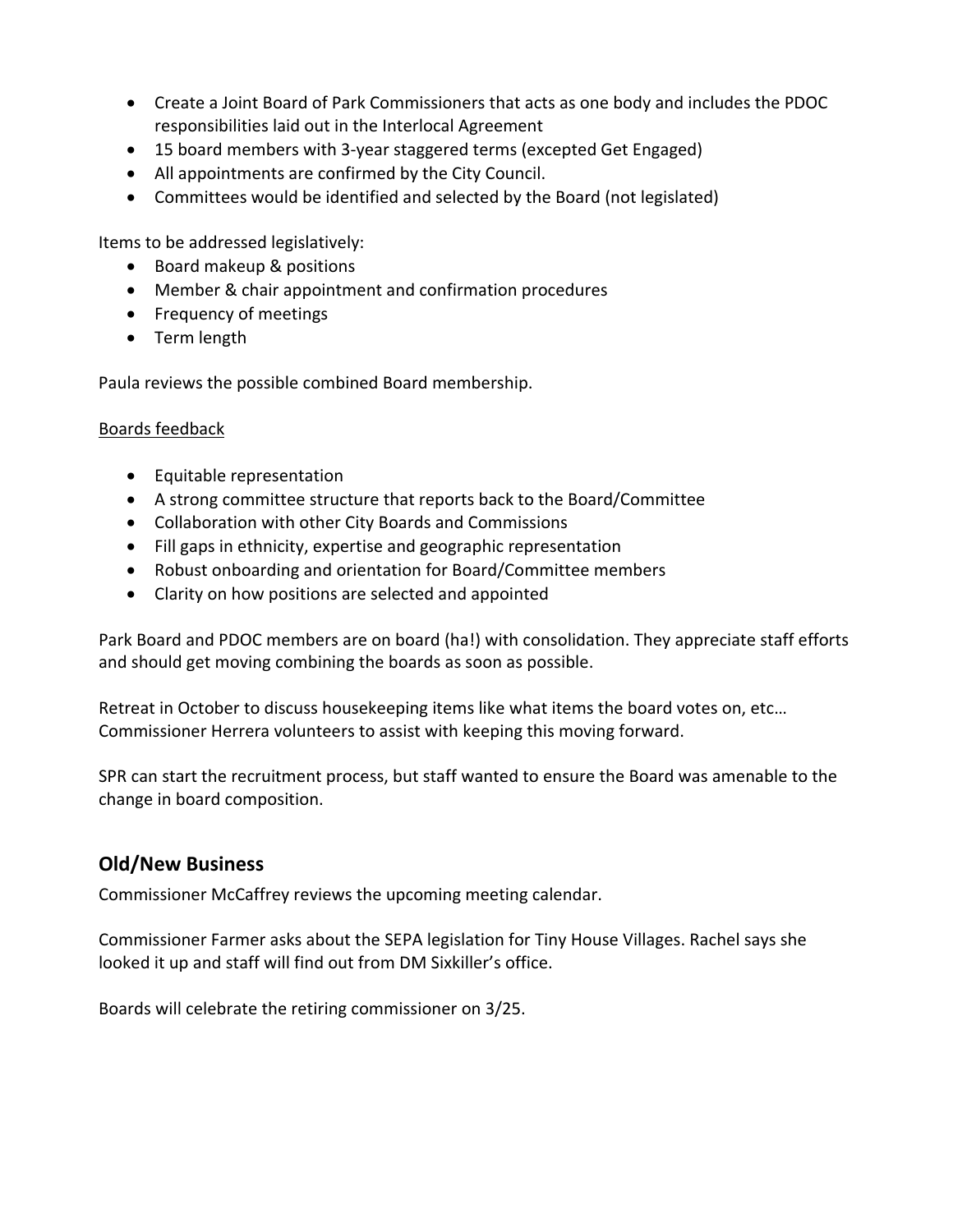- Create a Joint Board of Park Commissioners that acts as one body and includes the PDOC responsibilities laid out in the Interlocal Agreement
- 15 board members with 3-year staggered terms (excepted Get Engaged)
- All appointments are confirmed by the City Council.
- Committees would be identified and selected by the Board (not legislated)

Items to be addressed legislatively:

- Board makeup & positions
- Member & chair appointment and confirmation procedures
- Frequency of meetings
- Term length

Paula reviews the possible combined Board membership.

Boards feedback

- Equitable representation
- A strong committee structure that reports back to the Board/Committee
- Collaboration with other City Boards and Commissions
- Fill gaps in ethnicity, expertise and geographic representation
- Robust onboarding and orientation for Board/Committee members
- Clarity on how positions are selected and appointed

Park Board and PDOC members are on board (ha!) with consolidation. They appreciate staff efforts and should get moving combining the boards as soon as possible.

Retreat in October to discuss housekeeping items like what items the board votes on, etc… Commissioner Herrera volunteers to assist with keeping this moving forward.

SPR can start the recruitment process, but staff wanted to ensure the Board was amenable to the change in board composition.

## Old/New Business

Commissioner McCaffrey reviews the upcoming meeting calendar.

Commissioner Farmer asks about the SEPA legislation for Tiny House Villages. Rachel says she looked it up and staff will find out from DM Sixkiller's office.

Boards will celebrate the retiring commissioner on 3/25.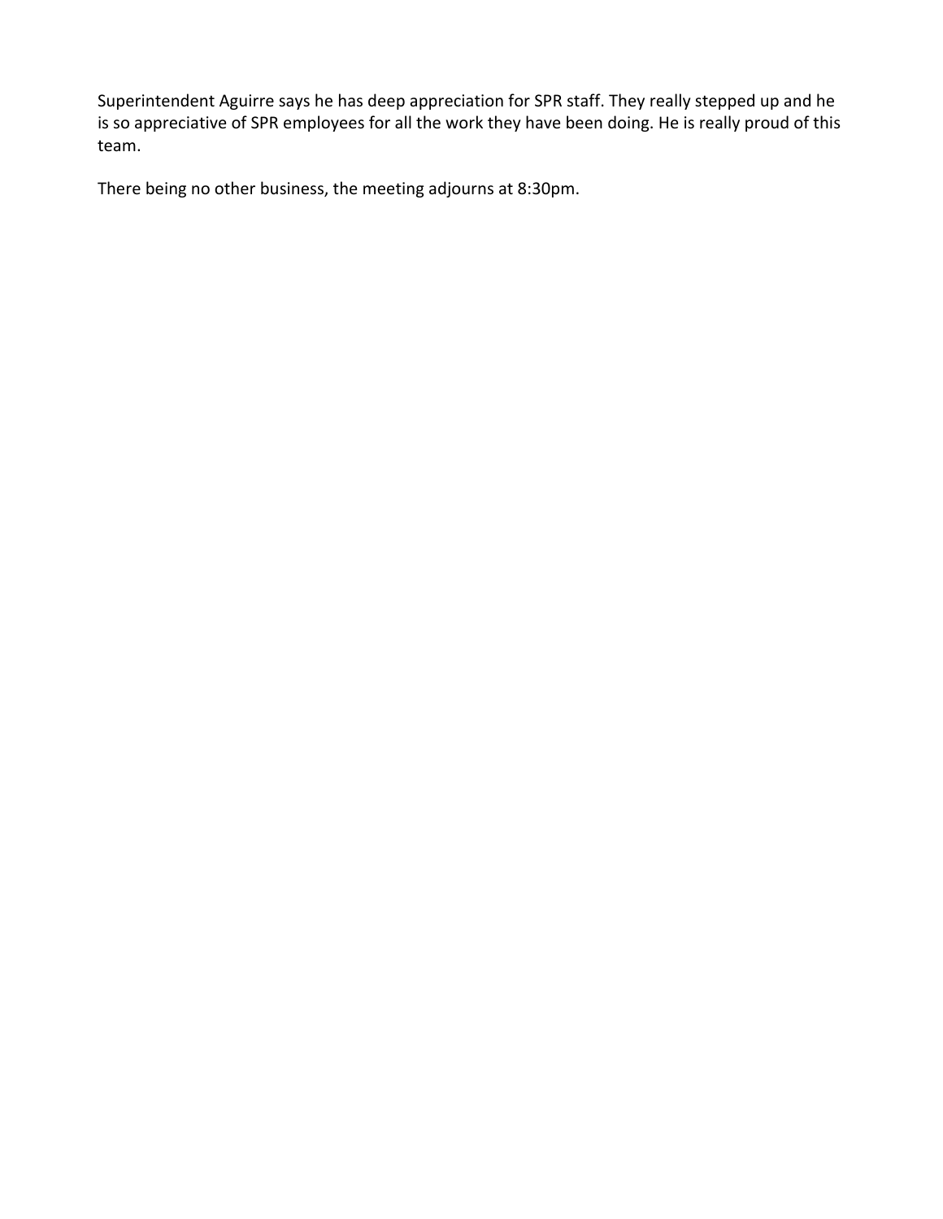Superintendent Aguirre says he has deep appreciation for SPR staff. They really stepped up and he is so appreciative of SPR employees for all the work they have been doing. He is really proud of this team.

There being no other business, the meeting adjourns at 8:30pm.